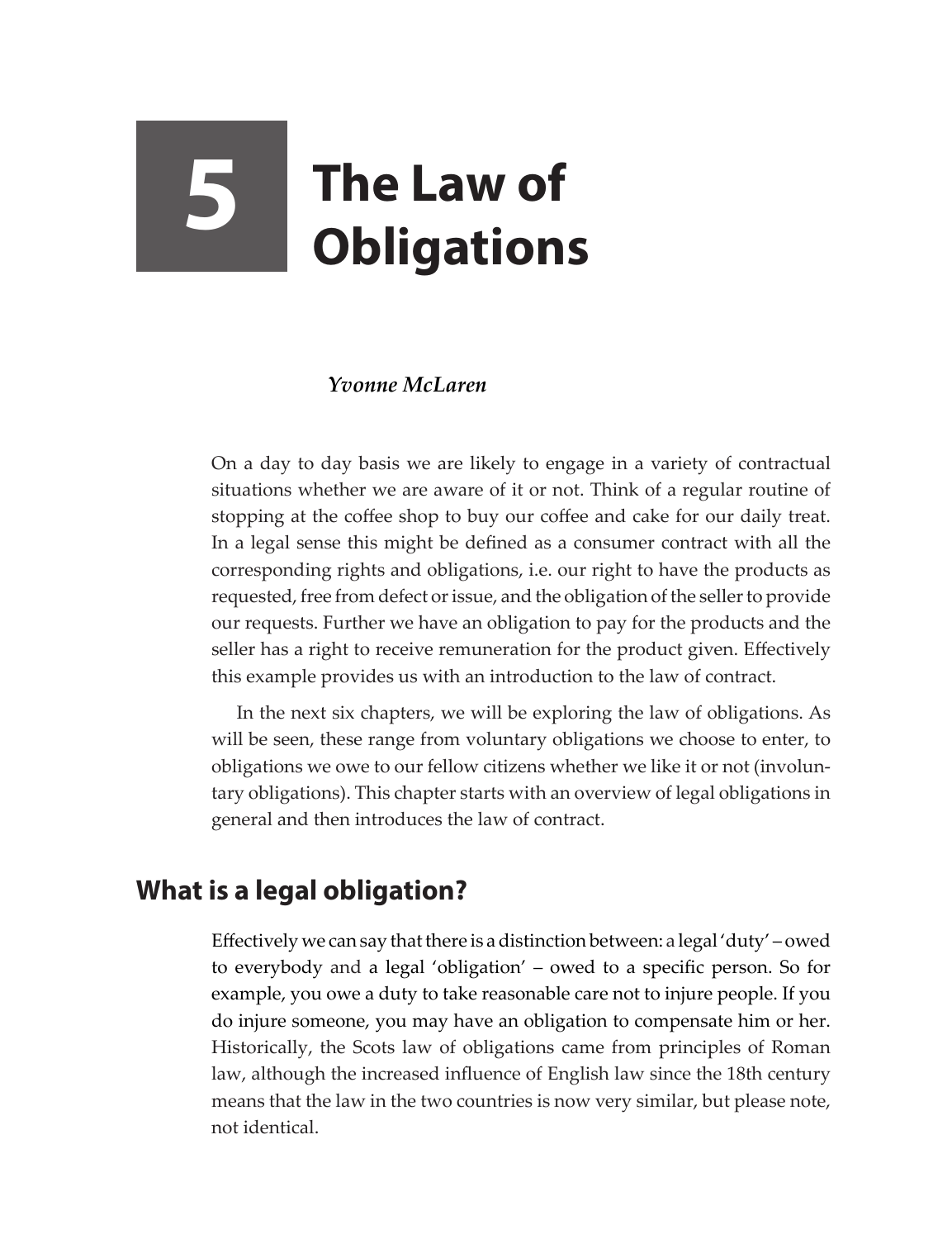# 5 The Law of Obligations

*Yvonne McLaren*

On a day to day basis we are likely to engage in a variety of contractual situations whether we are aware of it or not. Think of a regular routine of stopping at the coffee shop to buy our coffee and cake for our daily treat. In a legal sense this might be defined as a consumer contract with all the corresponding rights and obligations, i.e. our right to have the products as requested, free from defect or issue, and the obligation of the seller to provide our requests. Further we have an obligation to pay for the products and the seller has a right to receive remuneration for the product given. Effectively this example provides us with an introduction to the law of contract.

In the next six chapters, we will be exploring the law of obligations. As will be seen, these range from voluntary obligations we choose to enter, to obligations we owe to our fellow citizens whether we like it or not (involuntary obligations). This chapter starts with an overview of legal obligations in general and then introduces the law of contract.

## What is a legal obligation?

Effectively we can say that there is a distinction between: a legal 'duty' – owed to everybody and a legal 'obligation' – owed to a specific person. So for example, you owe a duty to take reasonable care not to injure people. If you do injure someone, you may have an obligation to compensate him or her. Historically, the Scots law of obligations came from principles of Roman law, although the increased influence of English law since the 18th century means that the law in the two countries is now very similar, but please note, not identical.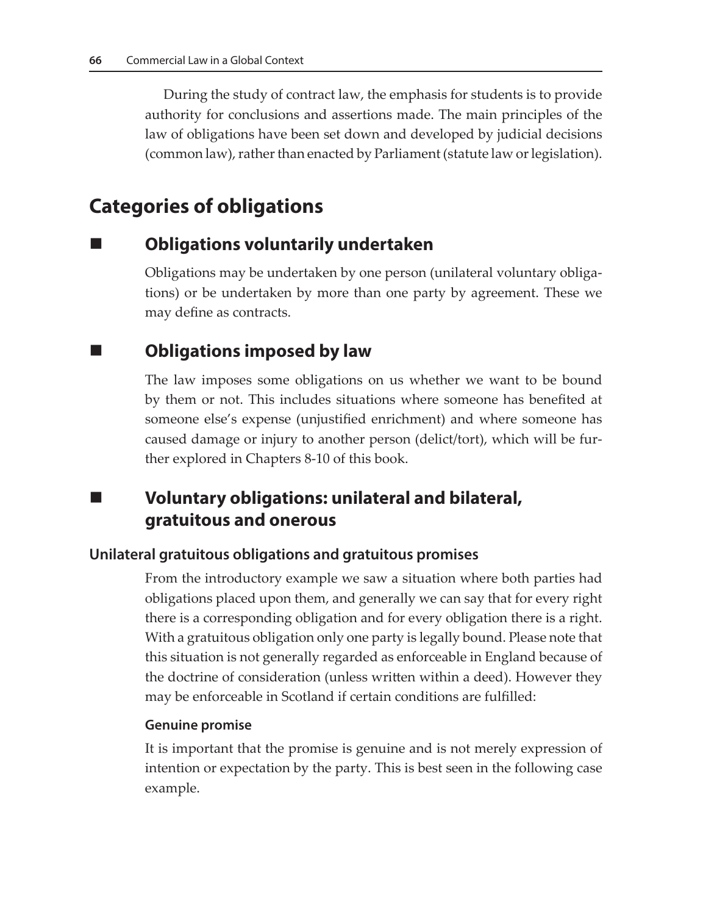During the study of contract law, the emphasis for students is to provide authority for conclusions and assertions made. The main principles of the law of obligations have been set down and developed by judicial decisions (common law), rather than enacted by Parliament (statute law or legislation).

## Categories of obligations

### ■ Obligations voluntarily undertaken

Obligations may be undertaken by one person (unilateral voluntary obligations) or be undertaken by more than one party by agreement. These we may define as contracts.

### ■ Obligations imposed by law

The law imposes some obligations on us whether we want to be bound by them or not. This includes situations where someone has benefited at someone else's expense (unjustified enrichment) and where someone has caused damage or injury to another person (delict/tort), which will be further explored in Chapters 8-10 of this book.

### ■ Voluntary obligations: unilateral and bilateral, gratuitous and onerous

#### Unilateral gratuitous obligations and gratuitous promises

From the introductory example we saw a situation where both parties had obligations placed upon them, and generally we can say that for every right there is a corresponding obligation and for every obligation there is a right. With a gratuitous obligation only one party is legally bound. Please note that this situation is not generally regarded as enforceable in England because of the doctrine of consideration (unless written within a deed). However they may be enforceable in Scotland if certain conditions are fulfilled:

##### Genuine promise

It is important that the promise is genuine and is not merely expression of intention or expectation by the party. This is best seen in the following case example.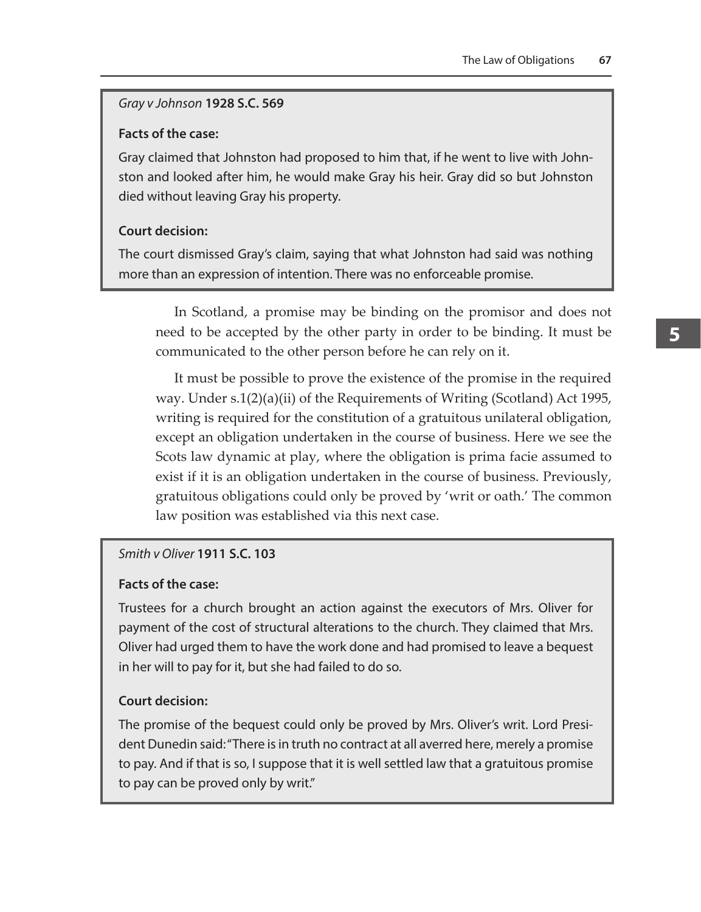*Gray v Johnson* **1928 S.C. 569**

**Facts of the case:**

Gray claimed that Johnston had proposed to him that, if he went to live with Johnston and looked after him, he would make Gray his heir. Gray did so but Johnston died without leaving Gray his property.

**Court decision:**

The court dismissed Gray's claim, saying that what Johnston had said was nothing more than an expression of intention. There was no enforceable promise.

In Scotland, a promise may be binding on the promisor and does not need to be accepted by the other party in order to be binding. It must be communicated to the other person before he can rely on it.

It must be possible to prove the existence of the promise in the required way. Under s.1(2)(a)(ii) of the Requirements of Writing (Scotland) Act 1995, writing is required for the constitution of a gratuitous unilateral obligation, except an obligation undertaken in the course of business. Here we see the Scots law dynamic at play, where the obligation is prima facie assumed to exist if it is an obligation undertaken in the course of business. Previously, gratuitous obligations could only be proved by 'writ or oath.' The common law position was established via this next case.

*Smith v Oliver* **1911 S.C. 103**

**Facts of the case:**

Trustees for a church brought an action against the executors of Mrs. Oliver for payment of the cost of structural alterations to the church. They claimed that Mrs. Oliver had urged them to have the work done and had promised to leave a bequest in her will to pay for it, but she had failed to do so.

**Court decision:**

The promise of the bequest could only be proved by Mrs. Oliver's writ. Lord President Dunedin said: "There is in truth no contract at all averred here, merely a promise to pay. And if that is so, I suppose that it is well settled law that a gratuitous promise to pay can be proved only by writ."